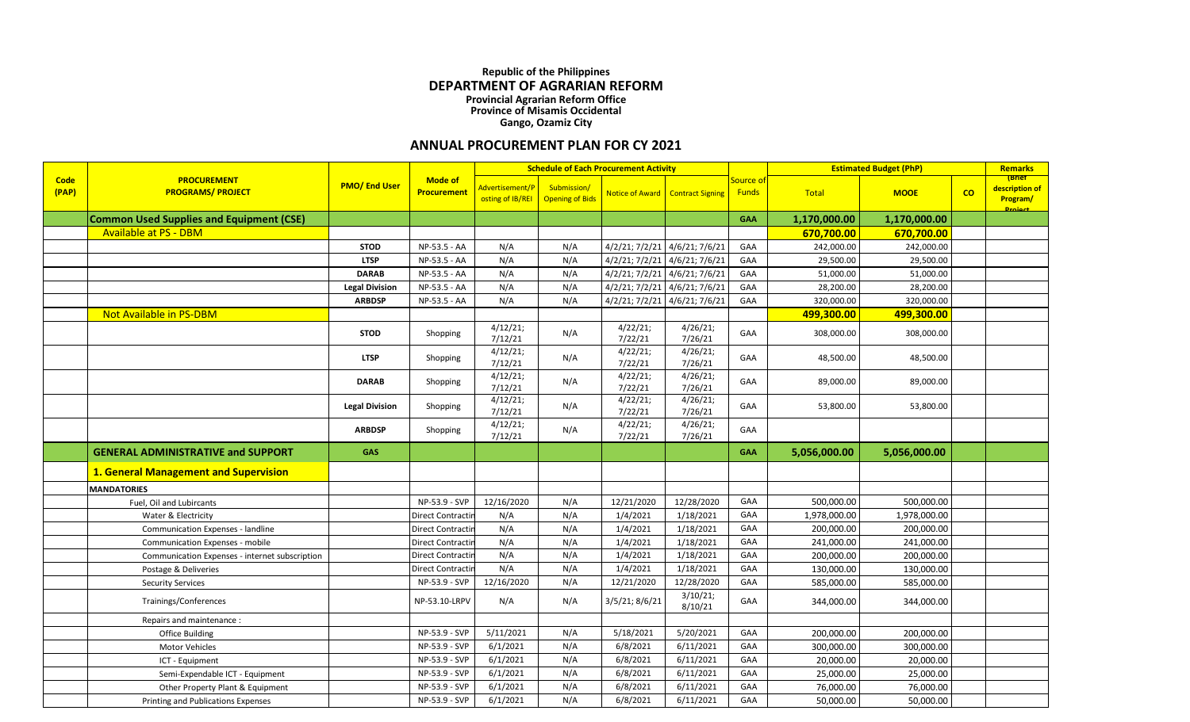**Republic of the Philippines**
# DEPARTMENT OF AGRARIAN REFORM
**Provincial Agrarian Reform Office**
**Province of Misamis Occidental**
**Gango, Ozamiz City**

## ANNUAL PROCUREMENT PLAN FOR CY 2021

| Code (PAP) | PROCUREMENT PROGRAMS/ PROJECT | PMO/ End User | Mode of Procurement | Schedule of Each Procurement Activity | | | | Source of Funds | Estimated Budget (PhP) | | | Remarks |
|---|---|---|---|---|---|---|---|---|---|---|---|---|
| | | | | Advertisement/Posting of IB/REI | Submission/ Opening of Bids | Notice of Award | Contract Signing | | Total | MOOE | CO | (Brief description of Program/ Project |
| | **Common Used Supplies and Equipment (CSE)** | | | | | | | **GAA** | **1,170,000.00** | **1,170,000.00** | | |
| | Available at PS - DBM | | | | | | | | **670,700.00** | **670,700.00** | | |
| | | **STOD** | NP-53.5 - AA | N/A | N/A | 4/2/21; 7/2/21 | 4/6/21; 7/6/21 | GAA | 242,000.00 | 242,000.00 | | |
| | | **LTSP** | NP-53.5 - AA | N/A | N/A | 4/2/21; 7/2/21 | 4/6/21; 7/6/21 | GAA | 29,500.00 | 29,500.00 | | |
| | | **DARAB** | NP-53.5 - AA | N/A | N/A | 4/2/21; 7/2/21 | 4/6/21; 7/6/21 | GAA | 51,000.00 | 51,000.00 | | |
| | | **Legal Division** | NP-53.5 - AA | N/A | N/A | 4/2/21; 7/2/21 | 4/6/21; 7/6/21 | GAA | 28,200.00 | 28,200.00 | | |
| | | **ARBDSP** | NP-53.5 - AA | N/A | N/A | 4/2/21; 7/2/21 | 4/6/21; 7/6/21 | GAA | 320,000.00 | 320,000.00 | | |
| | Not Available in PS-DBM | | | | | | | | **499,300.00** | **499,300.00** | | |
| | | **STOD** | Shopping | 4/12/21; 7/12/21 | N/A | 4/22/21; 7/22/21 | 4/26/21; 7/26/21 | GAA | 308,000.00 | 308,000.00 | | |
| | | **LTSP** | Shopping | 4/12/21; 7/12/21 | N/A | 4/22/21; 7/22/21 | 4/26/21; 7/26/21 | GAA | 48,500.00 | 48,500.00 | | |
| | | **DARAB** | Shopping | 4/12/21; 7/12/21 | N/A | 4/22/21; 7/22/21 | 4/26/21; 7/26/21 | GAA | 89,000.00 | 89,000.00 | | |
| | | **Legal Division** | Shopping | 4/12/21; 7/12/21 | N/A | 4/22/21; 7/22/21 | 4/26/21; 7/26/21 | GAA | 53,800.00 | 53,800.00 | | |
| | | **ARBDSP** | Shopping | 4/12/21; 7/12/21 | N/A | 4/22/21; 7/22/21 | 4/26/21; 7/26/21 | GAA | | | | |
| | **GENERAL ADMINISTRATIVE and SUPPORT** | **GAS** | | | | | | **GAA** | **5,056,000.00** | **5,056,000.00** | | |
| | **1. General Management and Supervision** | | | | | | | | | | | |
| | **MANDATORIES** | | | | | | | | | | | |
| | Fuel, Oil and Lubircants | | NP-53.9 - SVP | 12/16/2020 | N/A | 12/21/2020 | 12/28/2020 | GAA | 500,000.00 | 500,000.00 | | |
| | Water & Electricity | | Direct Contractin | N/A | N/A | 1/4/2021 | 1/18/2021 | GAA | 1,978,000.00 | 1,978,000.00 | | |
| | Communication Expenses - landline | | Direct Contractin | N/A | N/A | 1/4/2021 | 1/18/2021 | GAA | 200,000.00 | 200,000.00 | | |
| | Communication Expenses - mobile | | Direct Contractin | N/A | N/A | 1/4/2021 | 1/18/2021 | GAA | 241,000.00 | 241,000.00 | | |
| | Communication Expenses - internet subscription | | Direct Contractin | N/A | N/A | 1/4/2021 | 1/18/2021 | GAA | 200,000.00 | 200,000.00 | | |
| | Postage & Deliveries | | Direct Contractin | N/A | N/A | 1/4/2021 | 1/18/2021 | GAA | 130,000.00 | 130,000.00 | | |
| | Security Services | | NP-53.9 - SVP | 12/16/2020 | N/A | 12/21/2020 | 12/28/2020 | GAA | 585,000.00 | 585,000.00 | | |
| | Trainings/Conferences | | NP-53.10-LRPV | N/A | N/A | 3/5/21; 8/6/21 | 3/10/21; 8/10/21 | GAA | 344,000.00 | 344,000.00 | | |
| | Repairs and maintenance : | | | | | | | | | | | |
| | Office Building | | NP-53.9 - SVP | 5/11/2021 | N/A | 5/18/2021 | 5/20/2021 | GAA | 200,000.00 | 200,000.00 | | |
| | Motor Vehicles | | NP-53.9 - SVP | 6/1/2021 | N/A | 6/8/2021 | 6/11/2021 | GAA | 300,000.00 | 300,000.00 | | |
| | ICT - Equipment | | NP-53.9 - SVP | 6/1/2021 | N/A | 6/8/2021 | 6/11/2021 | GAA | 20,000.00 | 20,000.00 | | |
| | Semi-Expendable ICT - Equipment | | NP-53.9 - SVP | 6/1/2021 | N/A | 6/8/2021 | 6/11/2021 | GAA | 25,000.00 | 25,000.00 | | |
| | Other Property Plant & Equipment | | NP-53.9 - SVP | 6/1/2021 | N/A | 6/8/2021 | 6/11/2021 | GAA | 76,000.00 | 76,000.00 | | |
| | Printing and Publications Expenses | | NP-53.9 - SVP | 6/1/2021 | N/A | 6/8/2021 | 6/11/2021 | GAA | 50,000.00 | 50,000.00 | | |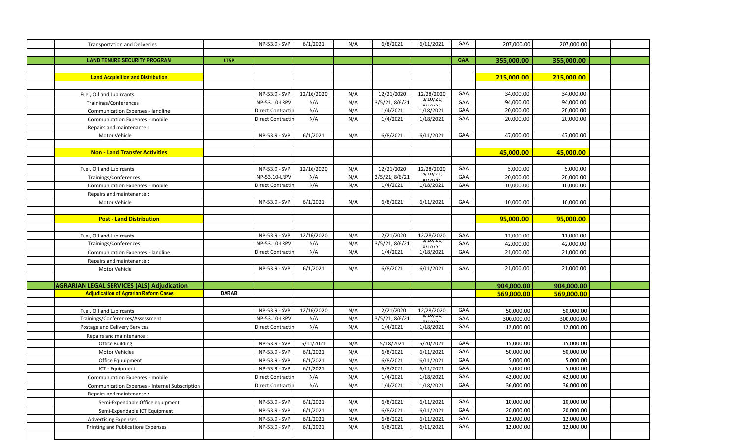| | | | | | | | | | | | |
|---|---|---|---|---|---|---|---|---|---|---|---|
| Transportation and Deliveries | | NP-53.9 - SVP | 6/1/2021 | N/A | 6/8/2021 | 6/11/2021 | GAA | 207,000.00 | 207,000.00 | | |
| | | | | | | | | | | | |
| **LAND TENURE SECURITY PROGRAM** | **LTSP** | | | | | | **GAA** | **355,000.00** | **355,000.00** | | |
| | | | | | | | | | | | |
| **Land Acquisition and Distribution** | | | | | | | | **215,000.00** | **215,000.00** | | |
| | | | | | | | | | | | |
| Fuel, Oil and Lubricants | | NP-53.9 - SVP | 12/16/2020 | N/A | 12/21/2020 | 12/28/2020 | GAA | 34,000.00 | 34,000.00 | | |
| Trainings/Conferences | | NP-53.10-LRPV | N/A | N/A | 3/5/21; 8/6/21 | 3/10/21; 8/10/21 | GAA | 94,000.00 | 94,000.00 | | |
| Communication Expenses - landline | | Direct Contractin | N/A | N/A | 1/4/2021 | 1/18/2021 | GAA | 20,000.00 | 20,000.00 | | |
| Communication Expenses - mobile | | Direct Contractin | N/A | N/A | 1/4/2021 | 1/18/2021 | GAA | 20,000.00 | 20,000.00 | | |
| Repairs and maintenance : | | | | | | | | | | | |
| Motor Vehicle | | NP-53.9 - SVP | 6/1/2021 | N/A | 6/8/2021 | 6/11/2021 | GAA | 47,000.00 | 47,000.00 | | |
| | | | | | | | | | | | |
| **Non - Land Transfer Activities** | | | | | | | | **45,000.00** | **45,000.00** | | |
| | | | | | | | | | | | |
| Fuel, Oil and Lubricants | | NP-53.9 - SVP | 12/16/2020 | N/A | 12/21/2020 | 12/28/2020 | GAA | 5,000.00 | 5,000.00 | | |
| Trainings/Conferences | | NP-53.10-LRPV | N/A | N/A | 3/5/21; 8/6/21 | 3/10/21; 8/10/21 | GAA | 20,000.00 | 20,000.00 | | |
| Communication Expenses - mobile | | Direct Contractin | N/A | N/A | 1/4/2021 | 1/18/2021 | GAA | 10,000.00 | 10,000.00 | | |
| Repairs and maintenance : | | | | | | | | | | | |
| Motor Vehicle | | NP-53.9 - SVP | 6/1/2021 | N/A | 6/8/2021 | 6/11/2021 | GAA | 10,000.00 | 10,000.00 | | |
| | | | | | | | | | | | |
| **Post - Land Distribution** | | | | | | | | **95,000.00** | **95,000.00** | | |
| | | | | | | | | | | | |
| Fuel, Oil and Lubricants | | NP-53.9 - SVP | 12/16/2020 | N/A | 12/21/2020 | 12/28/2020 | GAA | 11,000.00 | 11,000.00 | | |
| Trainings/Conferences | | NP-53.10-LRPV | N/A | N/A | 3/5/21; 8/6/21 | 3/10/21; 8/10/21 | GAA | 42,000.00 | 42,000.00 | | |
| Communication Expenses - landline | | Direct Contractin | N/A | N/A | 1/4/2021 | 1/18/2021 | GAA | 21,000.00 | 21,000.00 | | |
| Repairs and maintenance : | | | | | | | | | | | |
| Motor Vehicle | | NP-53.9 - SVP | 6/1/2021 | N/A | 6/8/2021 | 6/11/2021 | GAA | 21,000.00 | 21,000.00 | | |
| | | | | | | | | | | | |
| **AGRARIAN LEGAL SERVICES (ALS) Adjudication** | | | | | | | | **904,000.00** | **904,000.00** | | |
| **Adjudication of Agrarian Reform Cases** | **DARAB** | | | | | | | **569,000.00** | **569,000.00** | | |
| | | | | | | | | | | | |
| Fuel, Oil and Lubricants | | NP-53.9 - SVP | 12/16/2020 | N/A | 12/21/2020 | 12/28/2020 | GAA | 50,000.00 | 50,000.00 | | |
| Trainings/Conferences/Assessment | | NP-53.10-LRPV | N/A | N/A | 3/5/21; 8/6/21 | 3/10/21; 8/10/21 | GAA | 300,000.00 | 300,000.00 | | |
| Postage and Delivery Services | | Direct Contractin | N/A | N/A | 1/4/2021 | 1/18/2021 | GAA | 12,000.00 | 12,000.00 | | |
| Repairs and maintenance : | | | | | | | | | | | |
| Office Building | | NP-53.9 - SVP | 5/11/2021 | N/A | 5/18/2021 | 5/20/2021 | GAA | 15,000.00 | 15,000.00 | | |
| Motor Vehicles | | NP-53.9 - SVP | 6/1/2021 | N/A | 6/8/2021 | 6/11/2021 | GAA | 50,000.00 | 50,000.00 | | |
| Office Equuipment | | NP-53.9 - SVP | 6/1/2021 | N/A | 6/8/2021 | 6/11/2021 | GAA | 5,000.00 | 5,000.00 | | |
| ICT - Equipment | | NP-53.9 - SVP | 6/1/2021 | N/A | 6/8/2021 | 6/11/2021 | GAA | 5,000.00 | 5,000.00 | | |
| Communication Expenses - mobile | | Direct Contractin | N/A | N/A | 1/4/2021 | 1/18/2021 | GAA | 42,000.00 | 42,000.00 | | |
| Communication Expenses - Internet Subscription | | Direct Contractin | N/A | N/A | 1/4/2021 | 1/18/2021 | GAA | 36,000.00 | 36,000.00 | | |
| Repairs and maintenance : | | | | | | | | | | | |
| Semi-Expendable Office equipment | | NP-53.9 - SVP | 6/1/2021 | N/A | 6/8/2021 | 6/11/2021 | GAA | 10,000.00 | 10,000.00 | | |
| Semi-Expendable ICT Equipment | | NP-53.9 - SVP | 6/1/2021 | N/A | 6/8/2021 | 6/11/2021 | GAA | 20,000.00 | 20,000.00 | | |
| Advertising Expenses | | NP-53.9 - SVP | 6/1/2021 | N/A | 6/8/2021 | 6/11/2021 | GAA | 12,000.00 | 12,000.00 | | |
| Printing and Publications Expenses | | NP-53.9 - SVP | 6/1/2021 | N/A | 6/8/2021 | 6/11/2021 | GAA | 12,000.00 | 12,000.00 | | |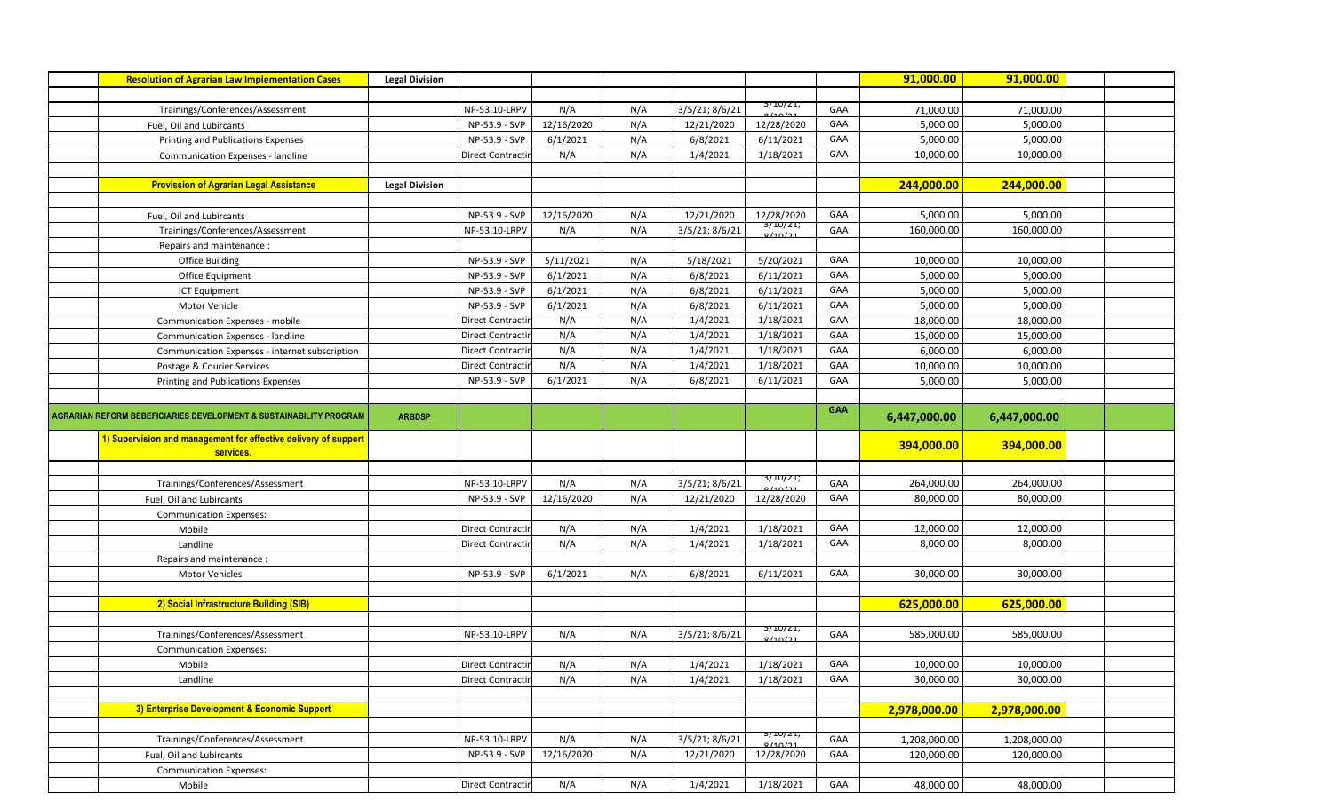| | | | | | | | | | | | | |
|---|---|---|---|---|---|---|---|---|---|---|---|---|
| | **Resolution of Agrarian Law Implementation Cases** | **Legal Division** | | | | | | | **91,000.00** | **91,000.00** | | |
| | | | | | | | | | | | | |
| | Trainings/Conferences/Assessment | | NP-53.10-LRPV | N/A | N/A | 3/5/21; 8/6/21 | 3/10/21; 8/10/21 | GAA | 71,000.00 | 71,000.00 | | |
| | Fuel, Oil and Lubircants | | NP-53.9 - SVP | 12/16/2020 | N/A | 12/21/2020 | 12/28/2020 | GAA | 5,000.00 | 5,000.00 | | |
| | Printing and Publications Expenses | | NP-53.9 - SVP | 6/1/2021 | N/A | 6/8/2021 | 6/11/2021 | GAA | 5,000.00 | 5,000.00 | | |
| | Communication Expenses - landline | | Direct Contractin | N/A | N/A | 1/4/2021 | 1/18/2021 | GAA | 10,000.00 | 10,000.00 | | |
| | | | | | | | | | | | | |
| | **Provission of Agrarian Legal Assistance** | **Legal Division** | | | | | | | **244,000.00** | **244,000.00** | | |
| | | | | | | | | | | | | |
| | Fuel, Oil and Lubircants | | NP-53.9 - SVP | 12/16/2020 | N/A | 12/21/2020 | 12/28/2020 | GAA | 5,000.00 | 5,000.00 | | |
| | Trainings/Conferences/Assessment | | NP-53.10-LRPV | N/A | N/A | 3/5/21; 8/6/21 | 3/10/21; 8/10/21 | GAA | 160,000.00 | 160,000.00 | | |
| | Repairs and maintenance : | | | | | | | | | | | |
| | Office Building | | NP-53.9 - SVP | 5/11/2021 | N/A | 5/18/2021 | 5/20/2021 | GAA | 10,000.00 | 10,000.00 | | |
| | Office Equipment | | NP-53.9 - SVP | 6/1/2021 | N/A | 6/8/2021 | 6/11/2021 | GAA | 5,000.00 | 5,000.00 | | |
| | ICT Equipment | | NP-53.9 - SVP | 6/1/2021 | N/A | 6/8/2021 | 6/11/2021 | GAA | 5,000.00 | 5,000.00 | | |
| | Motor Vehicle | | NP-53.9 - SVP | 6/1/2021 | N/A | 6/8/2021 | 6/11/2021 | GAA | 5,000.00 | 5,000.00 | | |
| | Communication Expenses - mobile | | Direct Contractin | N/A | N/A | 1/4/2021 | 1/18/2021 | GAA | 18,000.00 | 18,000.00 | | |
| | Communication Expenses - landline | | Direct Contractin | N/A | N/A | 1/4/2021 | 1/18/2021 | GAA | 15,000.00 | 15,000.00 | | |
| | Communication Expenses - internet subscription | | Direct Contractin | N/A | N/A | 1/4/2021 | 1/18/2021 | GAA | 6,000.00 | 6,000.00 | | |
| | Postage & Courier Services | | Direct Contractin | N/A | N/A | 1/4/2021 | 1/18/2021 | GAA | 10,000.00 | 10,000.00 | | |
| | Printing and Publications Expenses | | NP-53.9 - SVP | 6/1/2021 | N/A | 6/8/2021 | 6/11/2021 | GAA | 5,000.00 | 5,000.00 | | |
| | | | | | | | | | | | | |
| | **AGRARIAN REFORM BEBEFICIARIES DEVELOPMENT & SUSTAINABILITY PROGRAM** | **ARBDSP** | | | | | | **GAA** | **6,447,000.00** | **6,447,000.00** | | |
| | **1) Supervision and management for effective delivery of support services.** | | | | | | | | **394,000.00** | **394,000.00** | | |
| | | | | | | | | | | | | |
| | Trainings/Conferences/Assessment | | NP-53.10-LRPV | N/A | N/A | 3/5/21; 8/6/21 | 3/10/21; 8/10/21 | GAA | 264,000.00 | 264,000.00 | | |
| | Fuel, Oil and Lubircants | | NP-53.9 - SVP | 12/16/2020 | N/A | 12/21/2020 | 12/28/2020 | GAA | 80,000.00 | 80,000.00 | | |
| | Communication Expenses: | | | | | | | | | | | |
| | Mobile | | Direct Contractin | N/A | N/A | 1/4/2021 | 1/18/2021 | GAA | 12,000.00 | 12,000.00 | | |
| | Landline | | Direct Contractin | N/A | N/A | 1/4/2021 | 1/18/2021 | GAA | 8,000.00 | 8,000.00 | | |
| | Repairs and maintenance : | | | | | | | | | | | |
| | Motor Vehicles | | NP-53.9 - SVP | 6/1/2021 | N/A | 6/8/2021 | 6/11/2021 | GAA | 30,000.00 | 30,000.00 | | |
| | | | | | | | | | | | | |
| | **2) Social Infrastructure Building (SIB)** | | | | | | | | **625,000.00** | **625,000.00** | | |
| | | | | | | | | | | | | |
| | Trainings/Conferences/Assessment | | NP-53.10-LRPV | N/A | N/A | 3/5/21; 8/6/21 | 3/10/21; 8/10/21 | GAA | 585,000.00 | 585,000.00 | | |
| | Communication Expenses: | | | | | | | | | | | |
| | Mobile | | Direct Contractin | N/A | N/A | 1/4/2021 | 1/18/2021 | GAA | 10,000.00 | 10,000.00 | | |
| | Landline | | Direct Contractin | N/A | N/A | 1/4/2021 | 1/18/2021 | GAA | 30,000.00 | 30,000.00 | | |
| | | | | | | | | | | | | |
| | **3) Enterprise Development & Economic Support** | | | | | | | | **2,978,000.00** | **2,978,000.00** | | |
| | | | | | | | | | | | | |
| | Trainings/Conferences/Assessment | | NP-53.10-LRPV | N/A | N/A | 3/5/21; 8/6/21 | 3/10/21; 8/10/21 | GAA | 1,208,000.00 | 1,208,000.00 | | |
| | Fuel, Oil and Lubircants | | NP-53.9 - SVP | 12/16/2020 | N/A | 12/21/2020 | 12/28/2020 | GAA | 120,000.00 | 120,000.00 | | |
| | Communication Expenses: | | | | | | | | | | | |
| | Mobile | | Direct Contractin | N/A | N/A | 1/4/2021 | 1/18/2021 | GAA | 48,000.00 | 48,000.00 | | |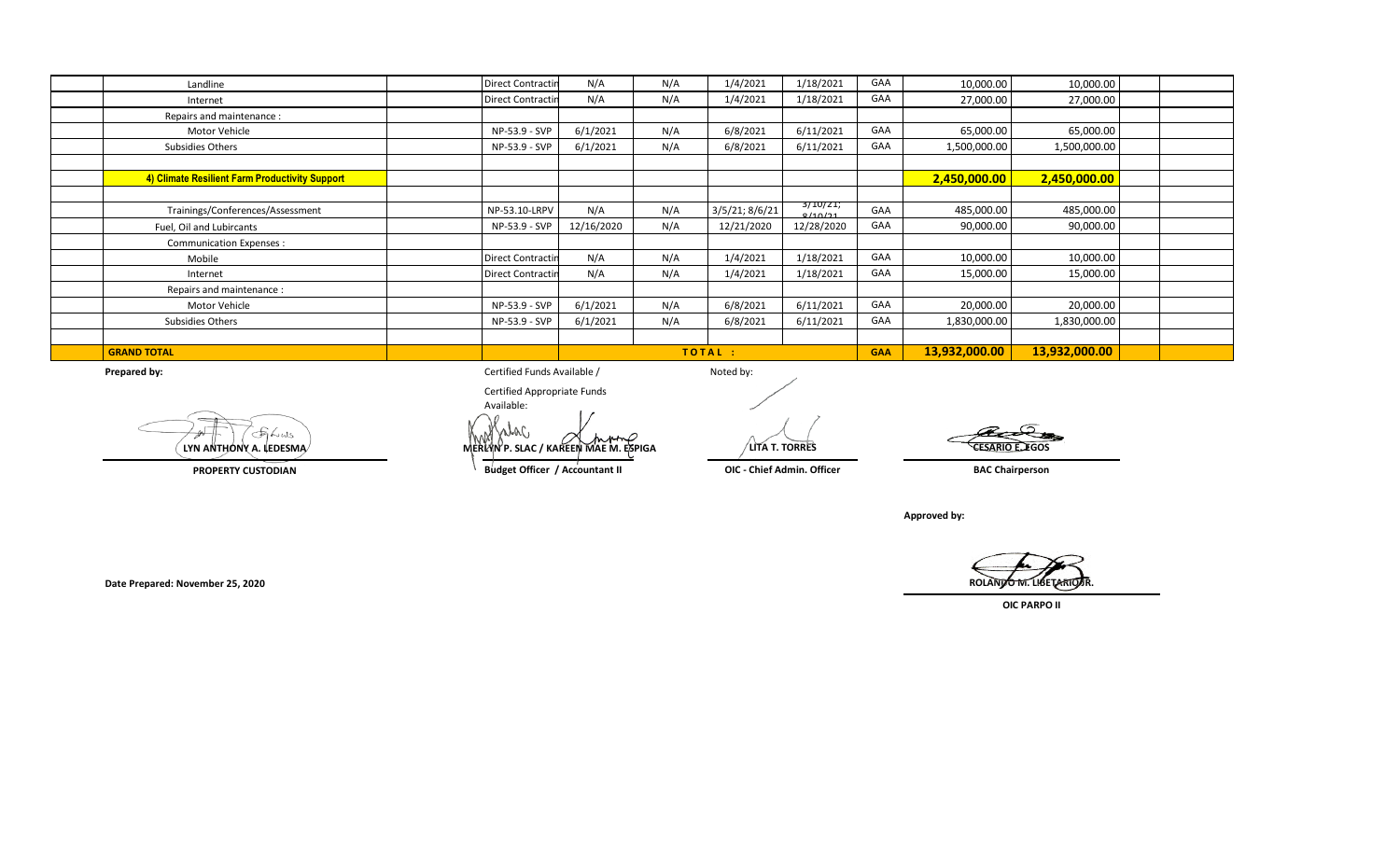| | | | | | | | | | | | | | |
|---|---|---|---|---|---|---|---|---|---|---|---|---|---|
| | Landline | | Direct Contractin | N/A | N/A | 1/4/2021 | 1/18/2021 | GAA | 10,000.00 | 10,000.00 | | |
| | Internet | | Direct Contractin | N/A | N/A | 1/4/2021 | 1/18/2021 | GAA | 27,000.00 | 27,000.00 | | |
| | Repairs and maintenance : | | | | | | | | | | | |
| | Motor Vehicle | | NP-53.9 - SVP | 6/1/2021 | N/A | 6/8/2021 | 6/11/2021 | GAA | 65,000.00 | 65,000.00 | | |
| | Subsidies Others | | NP-53.9 - SVP | 6/1/2021 | N/A | 6/8/2021 | 6/11/2021 | GAA | 1,500,000.00 | 1,500,000.00 | | |
| | | | | | | | | | | | | |
| | **4) Climate Resilient Farm Productivity Support** | | | | | | | | **2,450,000.00** | **2,450,000.00** | | |
| | | | | | | | | | | | | |
| | Trainings/Conferences/Assessment | | NP-53.10-LRPV | N/A | N/A | 3/5/21; 8/6/21 | 3/10/21; 8/10/21 | GAA | 485,000.00 | 485,000.00 | | |
| | Fuel, Oil and Lubircants | | NP-53.9 - SVP | 12/16/2020 | N/A | 12/21/2020 | 12/28/2020 | GAA | 90,000.00 | 90,000.00 | | |
| | Communication Expenses : | | | | | | | | | | | |
| | Mobile | | Direct Contractin | N/A | N/A | 1/4/2021 | 1/18/2021 | GAA | 10,000.00 | 10,000.00 | | |
| | Internet | | Direct Contractin | N/A | N/A | 1/4/2021 | 1/18/2021 | GAA | 15,000.00 | 15,000.00 | | |
| | Repairs and maintenance : | | | | | | | | | | | |
| | Motor Vehicle | | NP-53.9 - SVP | 6/1/2021 | N/A | 6/8/2021 | 6/11/2021 | GAA | 20,000.00 | 20,000.00 | | |
| | Subsidies Others | | NP-53.9 - SVP | 6/1/2021 | N/A | 6/8/2021 | 6/11/2021 | GAA | 1,830,000.00 | 1,830,000.00 | | |
| | | | | | | | | | | | | |
| **GRAND TOTAL** | | | | | | **TOTAL :** | | **GAA** | **13,932,000.00** | **13,932,000.00** | | |

**Prepared by:**

**LYN ANTHONY A. LEDESMA**
**PROPERTY CUSTODIAN**

Certified Funds Available /
Certified Appropriate Funds Available:

**MERLYN P. SLAC / KAREEN MAE M. ESPIGA**
**Budget Officer / Accountant II**

Noted by:

**LITA T. TORRES**
**OIC - Chief Admin. Officer**

**CESARIO E. EGOS**
**BAC Chairperson**

**Approved by:**

**ROLANDO M. LIBETARIO JR.**
**OIC PARPO II**

**Date Prepared: November 25, 2020**